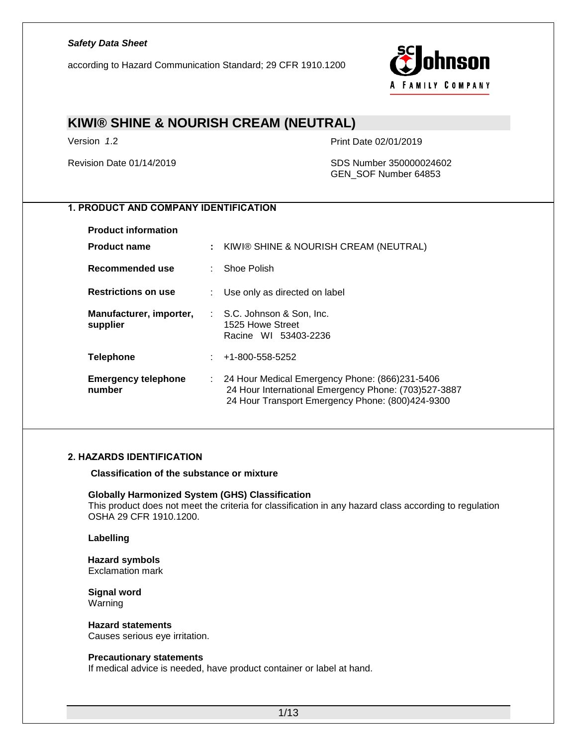*Safety Data Sheet*

according to Hazard Communication Standard; 29 CFR 1910.1200

# KIWI® SHINE & NOURISH CREAM (NEUTRAL)

Version *1*.2

Print Date 02/01/2019

Revision Date 01/14/2019

SDS Number 350000024602
GEN_SOF Number 64853

## 1. PRODUCT AND COMPANY IDENTIFICATION

**Product information**

| | | |
|---|---|---|
| **Product name** | **:** | KIWI® SHINE & NOURISH CREAM (NEUTRAL) |
| **Recommended use** | : | Shoe Polish |
| **Restrictions on use** | : | Use only as directed on label |
| **Manufacturer, importer, supplier** | : | S.C. Johnson & Son, Inc.<br>1525 Howe Street<br>Racine WI 53403-2236 |
| **Telephone** | : | +1-800-558-5252 |
| **Emergency telephone number** | : | 24 Hour Medical Emergency Phone: (866)231-5406<br>24 Hour International Emergency Phone: (703)527-3887<br>24 Hour Transport Emergency Phone: (800)424-9300 |

## 2. HAZARDS IDENTIFICATION

**Classification of the substance or mixture**

**Globally Harmonized System (GHS) Classification**
This product does not meet the criteria for classification in any hazard class according to regulation OSHA 29 CFR 1910.1200.

**Labelling**

**Hazard symbols**
Exclamation mark

**Signal word**
Warning

**Hazard statements**
Causes serious eye irritation.

**Precautionary statements**
If medical advice is needed, have product container or label at hand.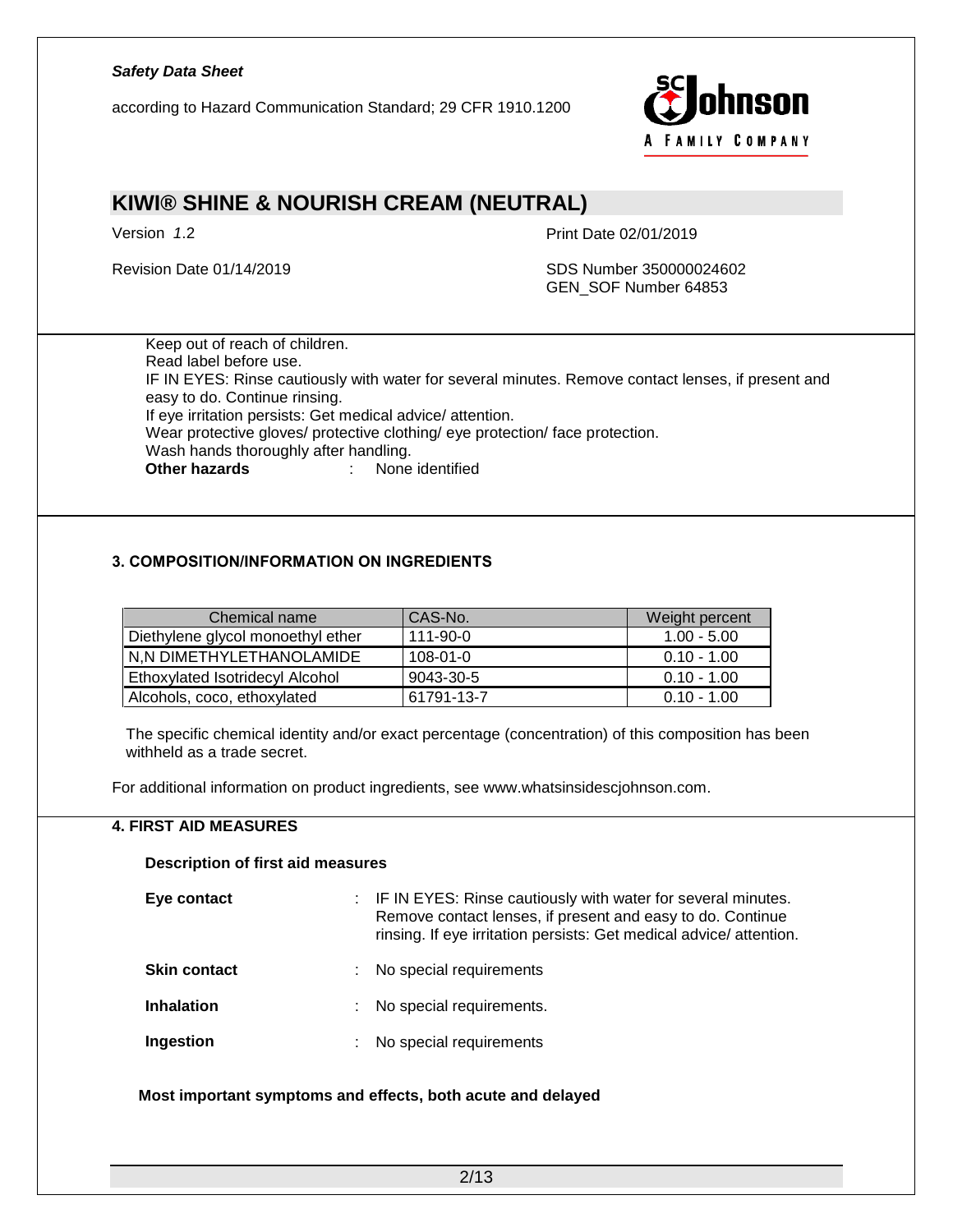Keep out of reach of children.
Read label before use.
IF IN EYES: Rinse cautiously with water for several minutes. Remove contact lenses, if present and easy to do. Continue rinsing.
If eye irritation persists: Get medical advice/ attention.
Wear protective gloves/ protective clothing/ eye protection/ face protection.
Wash hands thoroughly after handling.

**Other hazards** : None identified

## 3. COMPOSITION/INFORMATION ON INGREDIENTS

| Chemical name | CAS-No. | Weight percent |
|---|---|---|
| Diethylene glycol monoethyl ether | 111-90-0 | 1.00 - 5.00 |
| N,N DIMETHYLETHANOLAMIDE | 108-01-0 | 0.10 - 1.00 |
| Ethoxylated Isotridecyl Alcohol | 9043-30-5 | 0.10 - 1.00 |
| Alcohols, coco, ethoxylated | 61791-13-7 | 0.10 - 1.00 |

The specific chemical identity and/or exact percentage (concentration) of this composition has been withheld as a trade secret.

For additional information on product ingredients, see www.whatsinsidescjohnson.com.

## 4. FIRST AID MEASURES

**Description of first aid measures**

**Eye contact** : IF IN EYES: Rinse cautiously with water for several minutes. Remove contact lenses, if present and easy to do. Continue rinsing. If eye irritation persists: Get medical advice/ attention.

**Skin contact** : No special requirements

**Inhalation** : No special requirements.

**Ingestion** : No special requirements

**Most important symptoms and effects, both acute and delayed**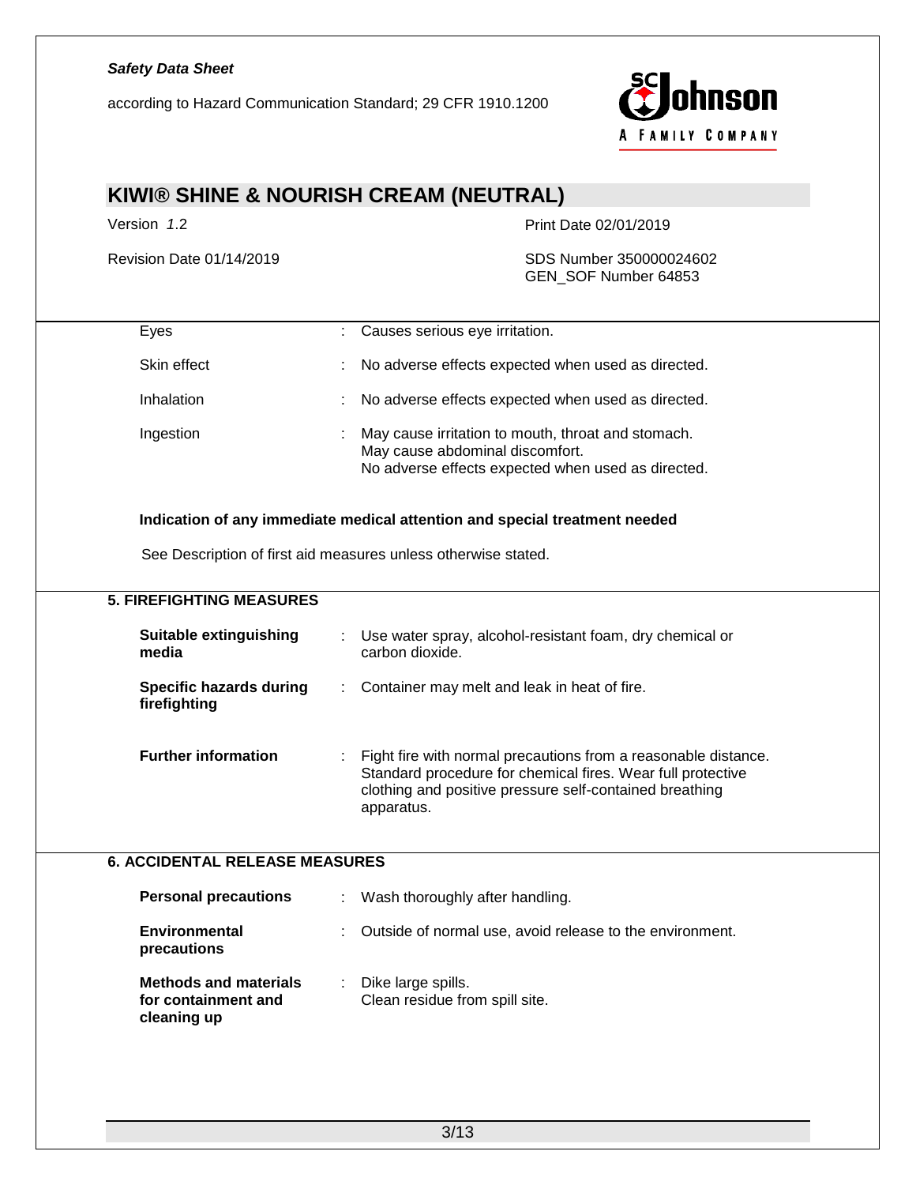| | |
|---|---|
| Eyes | : Causes serious eye irritation. |
| Skin effect | : No adverse effects expected when used as directed. |
| Inhalation | : No adverse effects expected when used as directed. |
| Ingestion | : May cause irritation to mouth, throat and stomach. May cause abdominal discomfort. No adverse effects expected when used as directed. |

**Indication of any immediate medical attention and special treatment needed**

See Description of first aid measures unless otherwise stated.

## 5. FIREFIGHTING MEASURES

| | |
|---|---|
| **Suitable extinguishing media** | : Use water spray, alcohol-resistant foam, dry chemical or carbon dioxide. |
| **Specific hazards during firefighting** | : Container may melt and leak in heat of fire. |
| **Further information** | : Fight fire with normal precautions from a reasonable distance. Standard procedure for chemical fires. Wear full protective clothing and positive pressure self-contained breathing apparatus. |

## 6. ACCIDENTAL RELEASE MEASURES

| | |
|---|---|
| **Personal precautions** | : Wash thoroughly after handling. |
| **Environmental precautions** | : Outside of normal use, avoid release to the environment. |
| **Methods and materials for containment and cleaning up** | : Dike large spills. Clean residue from spill site. |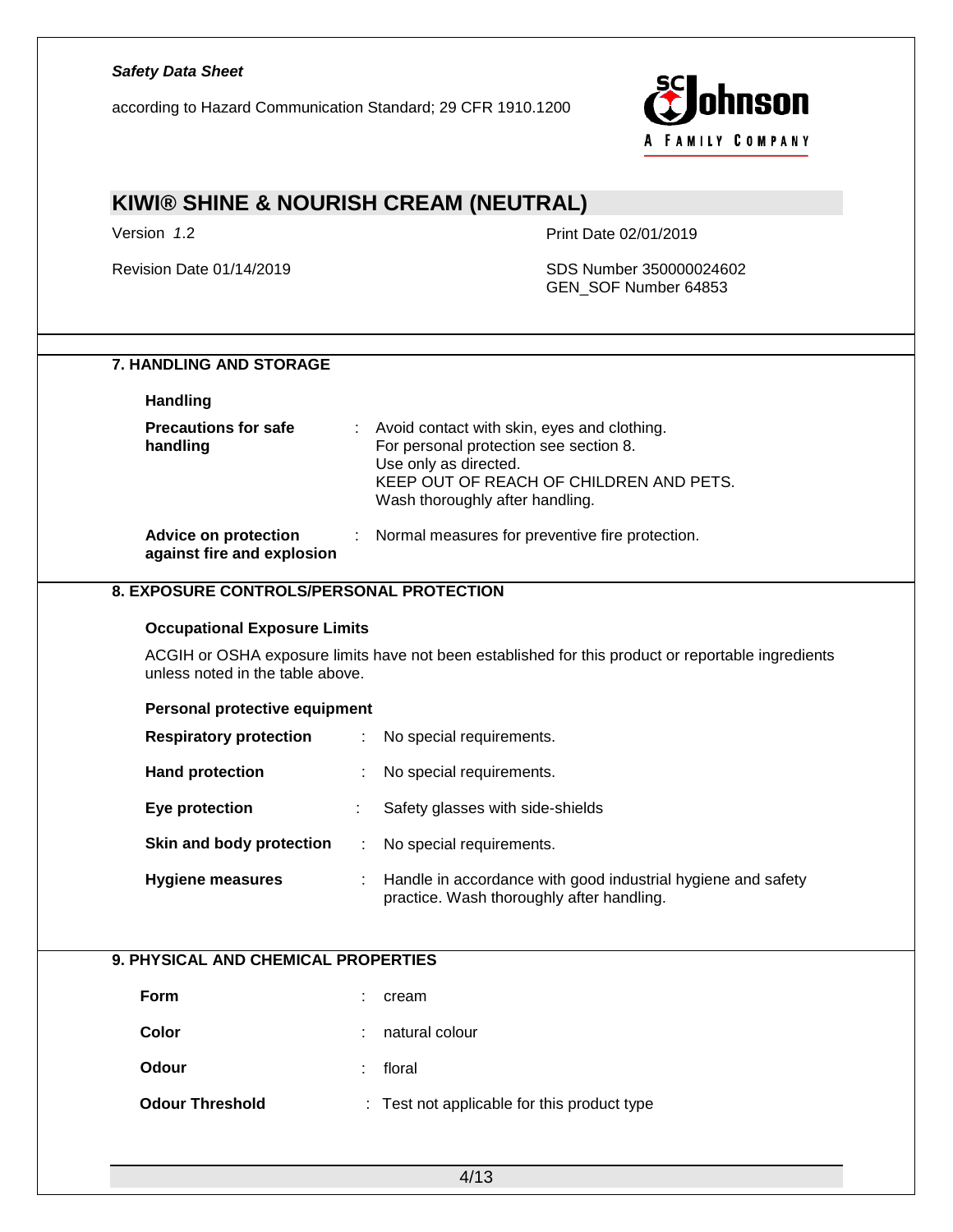## 7. HANDLING AND STORAGE

### Handling

| | | |
|---|---|---|
| **Precautions for safe handling** | : | Avoid contact with skin, eyes and clothing.<br>For personal protection see section 8.<br>Use only as directed.<br>KEEP OUT OF REACH OF CHILDREN AND PETS.<br>Wash thoroughly after handling. |
| **Advice on protection against fire and explosion** | : | Normal measures for preventive fire protection. |

## 8. EXPOSURE CONTROLS/PERSONAL PROTECTION

### Occupational Exposure Limits

ACGIH or OSHA exposure limits have not been established for this product or reportable ingredients unless noted in the table above.

### Personal protective equipment

| | | |
|---|---|---|
| **Respiratory protection** | : | No special requirements. |
| **Hand protection** | : | No special requirements. |
| **Eye protection** | : | Safety glasses with side-shields |
| **Skin and body protection** | : | No special requirements. |
| **Hygiene measures** | : | Handle in accordance with good industrial hygiene and safety practice. Wash thoroughly after handling. |

## 9. PHYSICAL AND CHEMICAL PROPERTIES

| | | |
|---|---|---|
| **Form** | : | cream |
| **Color** | : | natural colour |
| **Odour** | : | floral |
| **Odour Threshold** | : | Test not applicable for this product type |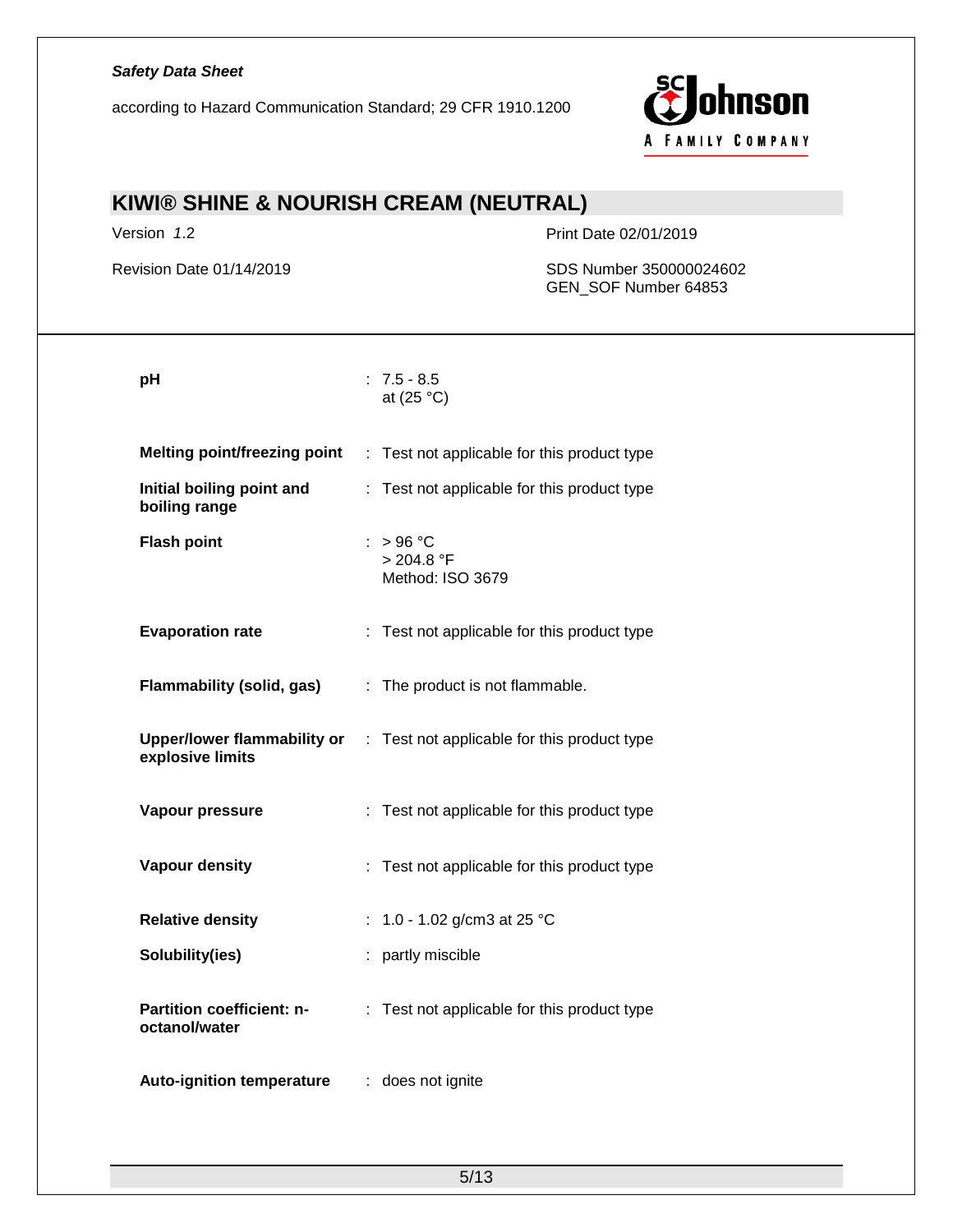| | |
|---|---|
| **pH** | : 7.5 - 8.5<br>at (25 °C) |
| **Melting point/freezing point** | : Test not applicable for this product type |
| **Initial boiling point and boiling range** | : Test not applicable for this product type |
| **Flash point** | : > 96 °C<br>> 204.8 °F<br>Method: ISO 3679 |
| **Evaporation rate** | : Test not applicable for this product type |
| **Flammability (solid, gas)** | : The product is not flammable. |
| **Upper/lower flammability or explosive limits** | : Test not applicable for this product type |
| **Vapour pressure** | : Test not applicable for this product type |
| **Vapour density** | : Test not applicable for this product type |
| **Relative density** | : 1.0 - 1.02 g/cm3 at 25 °C |
| **Solubility(ies)** | : partly miscible |
| **Partition coefficient: n-octanol/water** | : Test not applicable for this product type |
| **Auto-ignition temperature** | : does not ignite |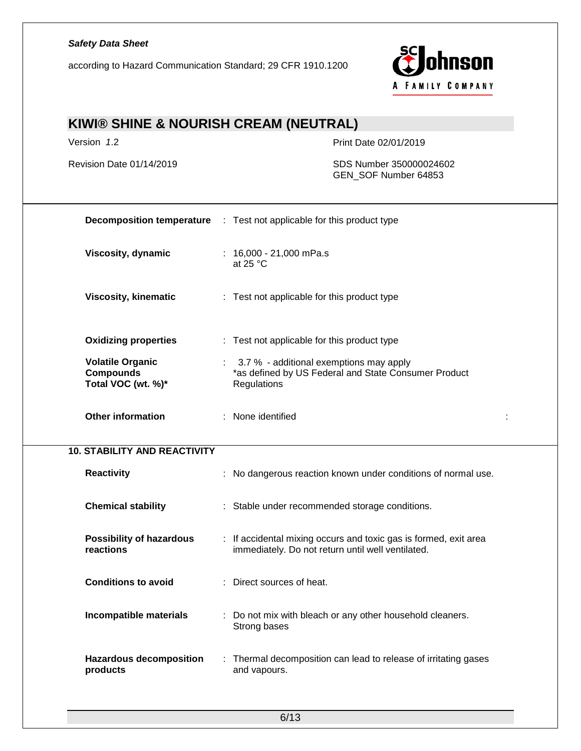**Decomposition temperature** : Test not applicable for this product type

**Viscosity, dynamic** : 16,000 - 21,000 mPa.s at 25 °C

**Viscosity, kinematic** : Test not applicable for this product type

**Oxidizing properties** : Test not applicable for this product type

**Volatile Organic Compounds Total VOC (wt. %)*** : 3.7 % - additional exemptions may apply
*as defined by US Federal and State Consumer Product Regulations

**Other information** : None identified

## 10. STABILITY AND REACTIVITY

**Reactivity** : No dangerous reaction known under conditions of normal use.

**Chemical stability** : Stable under recommended storage conditions.

**Possibility of hazardous reactions** : If accidental mixing occurs and toxic gas is formed, exit area immediately. Do not return until well ventilated.

**Conditions to avoid** : Direct sources of heat.

**Incompatible materials** : Do not mix with bleach or any other household cleaners.
Strong bases

**Hazardous decomposition products** : Thermal decomposition can lead to release of irritating gases and vapours.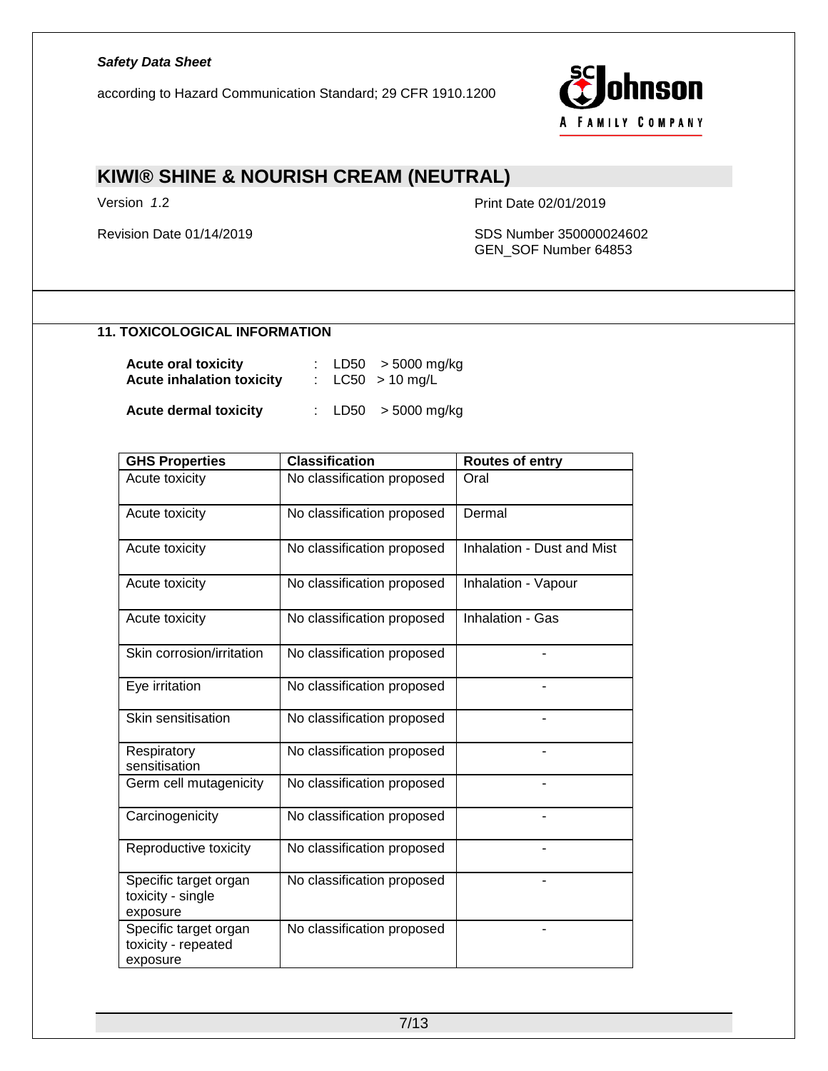## 11. TOXICOLOGICAL INFORMATION

**Acute oral toxicity** : LD50 > 5000 mg/kg
**Acute inhalation toxicity** : LC50 > 10 mg/L

**Acute dermal toxicity** : LD50 > 5000 mg/kg

| GHS Properties | Classification | Routes of entry |
|---|---|---|
| Acute toxicity | No classification proposed | Oral |
| Acute toxicity | No classification proposed | Dermal |
| Acute toxicity | No classification proposed | Inhalation - Dust and Mist |
| Acute toxicity | No classification proposed | Inhalation - Vapour |
| Acute toxicity | No classification proposed | Inhalation - Gas |
| Skin corrosion/irritation | No classification proposed | - |
| Eye irritation | No classification proposed | - |
| Skin sensitisation | No classification proposed | - |
| Respiratory sensitisation | No classification proposed | - |
| Germ cell mutagenicity | No classification proposed | - |
| Carcinogenicity | No classification proposed | - |
| Reproductive toxicity | No classification proposed | - |
| Specific target organ toxicity - single exposure | No classification proposed | - |
| Specific target organ toxicity - repeated exposure | No classification proposed | - |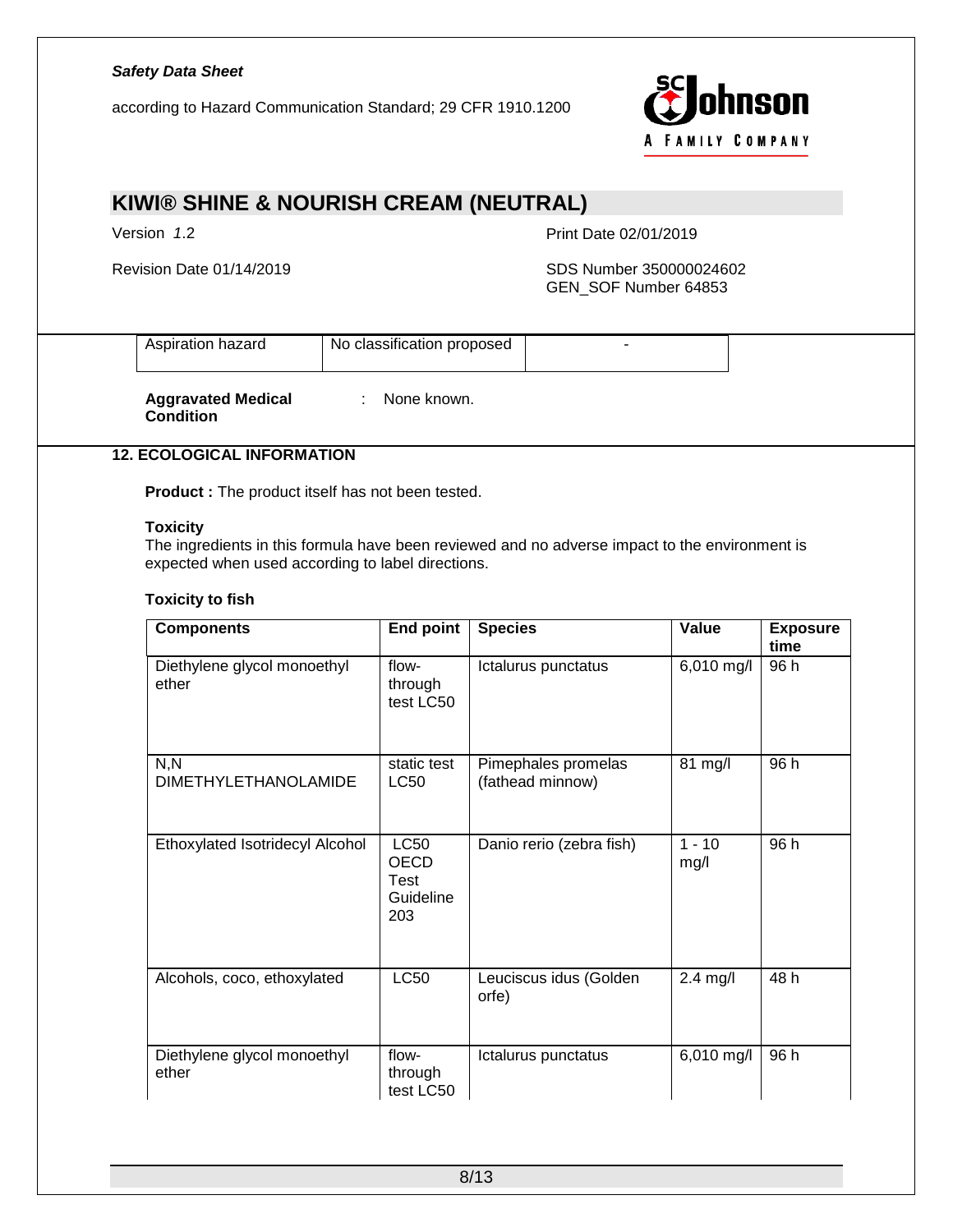| Aspiration hazard | No classification proposed | - |
|---|---|---|

**Aggravated Medical Condition** : None known.

## 12. ECOLOGICAL INFORMATION

**Product :** The product itself has not been tested.

**Toxicity**

The ingredients in this formula have been reviewed and no adverse impact to the environment is expected when used according to label directions.

**Toxicity to fish**

| Components | End point | Species | Value | Exposure time |
|---|---|---|---|---|
| Diethylene glycol monoethyl ether | flow-through test LC50 | Ictalurus punctatus | 6,010 mg/l | 96 h |
| N,N DIMETHYLETHANOLAMIDE | static test LC50 | Pimephales promelas (fathead minnow) | 81 mg/l | 96 h |
| Ethoxylated Isotridecyl Alcohol | LC50 OECD Test Guideline 203 | Danio rerio (zebra fish) | 1 - 10 mg/l | 96 h |
| Alcohols, coco, ethoxylated | LC50 | Leuciscus idus (Golden orfe) | 2.4 mg/l | 48 h |
| Diethylene glycol monoethyl ether | flow-through test LC50 | Ictalurus punctatus | 6,010 mg/l | 96 h |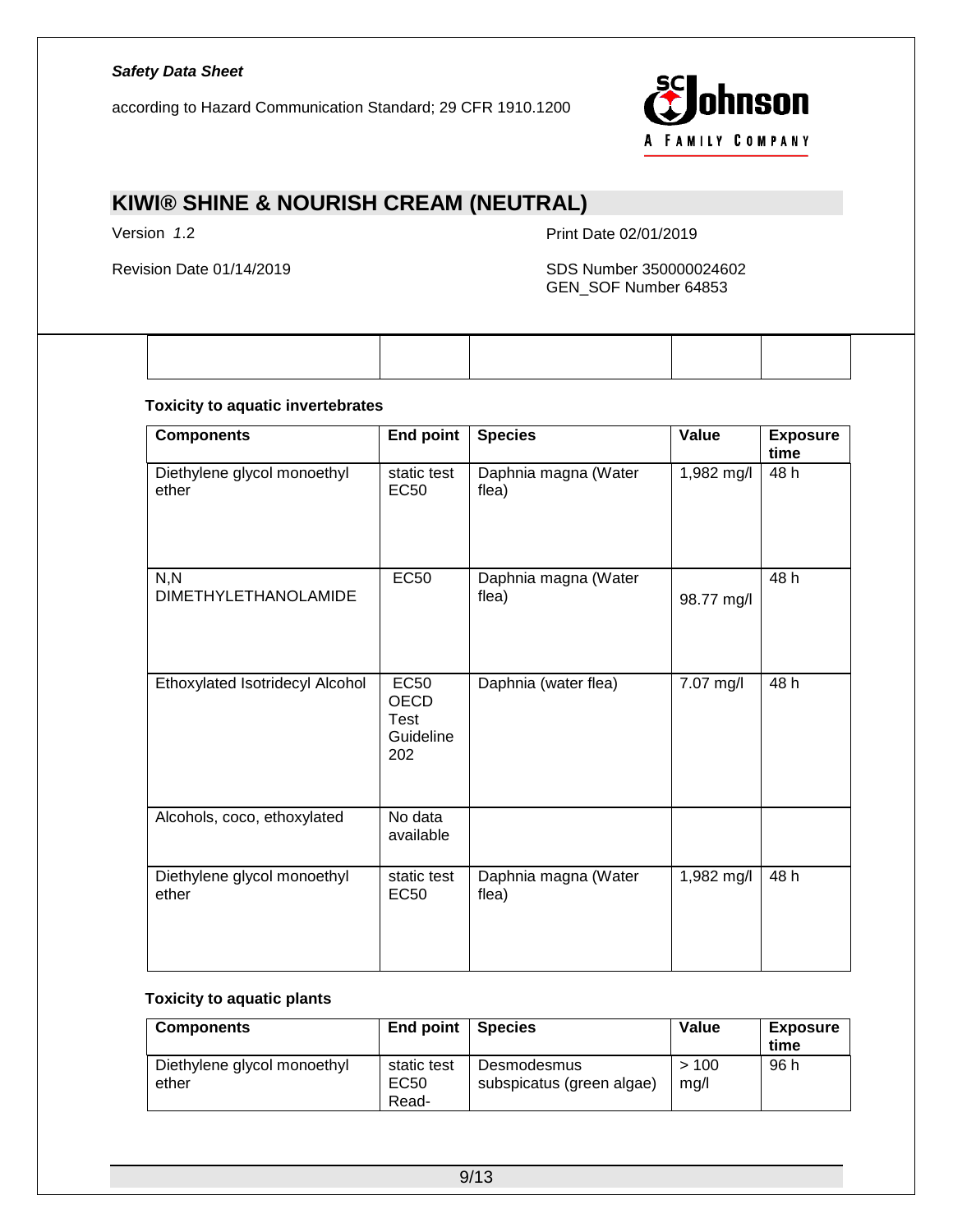| | | | | |
|---|---|---|---|---|
| | | | | |

**Toxicity to aquatic invertebrates**

| Components | End point | Species | Value | Exposure time |
|---|---|---|---|---|
| Diethylene glycol monoethyl ether | static test EC50 | Daphnia magna (Water flea) | 1,982 mg/l | 48 h |
| N,N DIMETHYLETHANOLAMIDE | EC50 | Daphnia magna (Water flea) | 98.77 mg/l | 48 h |
| Ethoxylated Isotridecyl Alcohol | EC50 OECD Test Guideline 202 | Daphnia (water flea) | 7.07 mg/l | 48 h |
| Alcohols, coco, ethoxylated | No data available | | | |
| Diethylene glycol monoethyl ether | static test EC50 | Daphnia magna (Water flea) | 1,982 mg/l | 48 h |

**Toxicity to aquatic plants**

| Components | End point | Species | Value | Exposure time |
|---|---|---|---|---|
| Diethylene glycol monoethyl ether | static test EC50 Read- | Desmodesmus subspicatus (green algae) | > 100 mg/l | 96 h |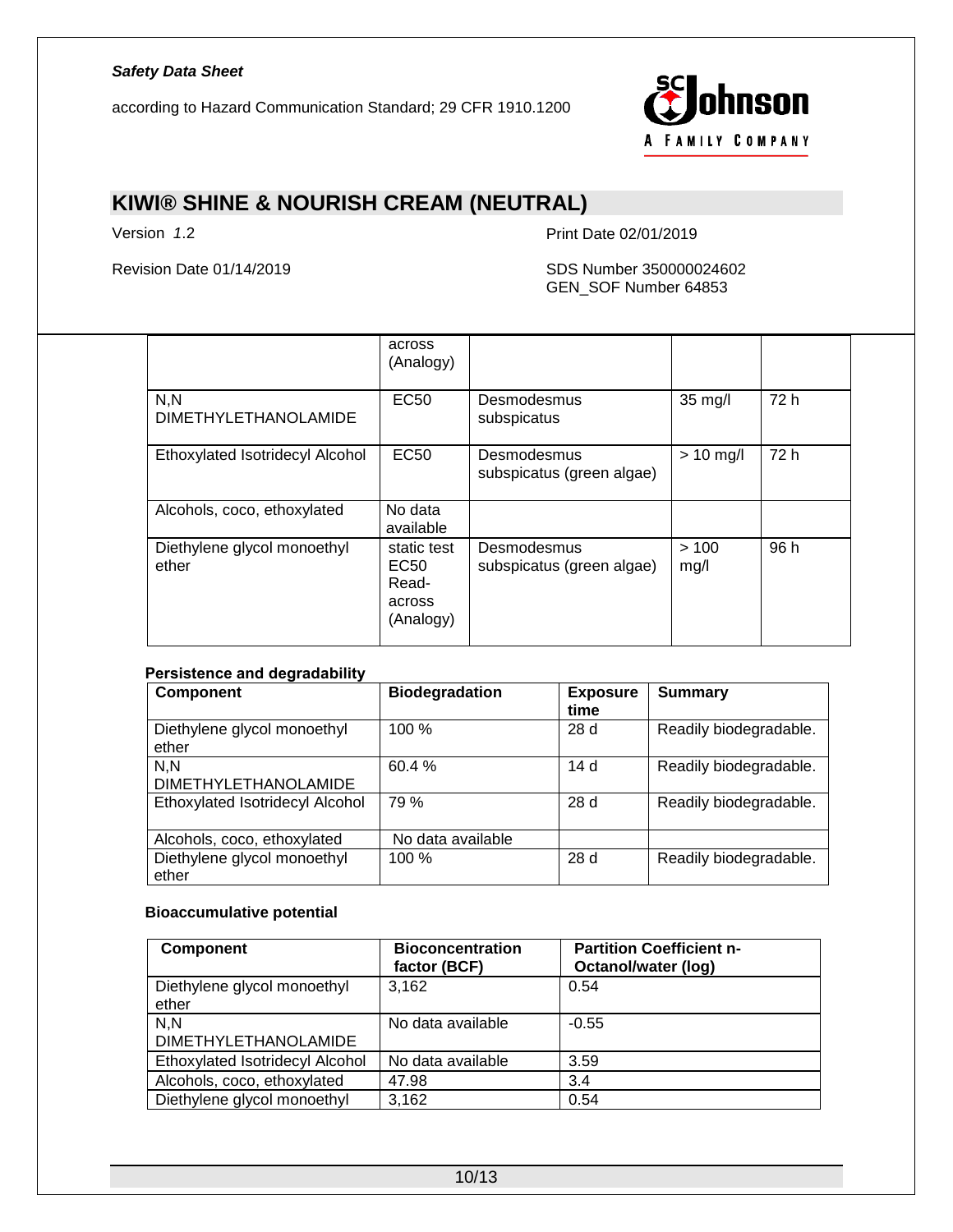| | across (Analogy) | | | |
|---|---|---|---|---|
| N,N DIMETHYLETHANOLAMIDE | EC50 | Desmodesmus subspicatus | 35 mg/l | 72 h |
| Ethoxylated Isotridecyl Alcohol | EC50 | Desmodesmus subspicatus (green algae) | > 10 mg/l | 72 h |
| Alcohols, coco, ethoxylated | No data available | | | |
| Diethylene glycol monoethyl ether | static test EC50 Read-across (Analogy) | Desmodesmus subspicatus (green algae) | > 100 mg/l | 96 h |

**Persistence and degradability**

| Component | Biodegradation | Exposure time | Summary |
|---|---|---|---|
| Diethylene glycol monoethyl ether | 100 % | 28 d | Readily biodegradable. |
| N,N DIMETHYLETHANOLAMIDE | 60.4 % | 14 d | Readily biodegradable. |
| Ethoxylated Isotridecyl Alcohol | 79 % | 28 d | Readily biodegradable. |
| Alcohols, coco, ethoxylated | No data available | | |
| Diethylene glycol monoethyl ether | 100 % | 28 d | Readily biodegradable. |

**Bioaccumulative potential**

| Component | Bioconcentration factor (BCF) | Partition Coefficient n-Octanol/water (log) |
|---|---|---|
| Diethylene glycol monoethyl ether | 3,162 | 0.54 |
| N,N DIMETHYLETHANOLAMIDE | No data available | -0.55 |
| Ethoxylated Isotridecyl Alcohol | No data available | 3.59 |
| Alcohols, coco, ethoxylated | 47.98 | 3.4 |
| Diethylene glycol monoethyl | 3,162 | 0.54 |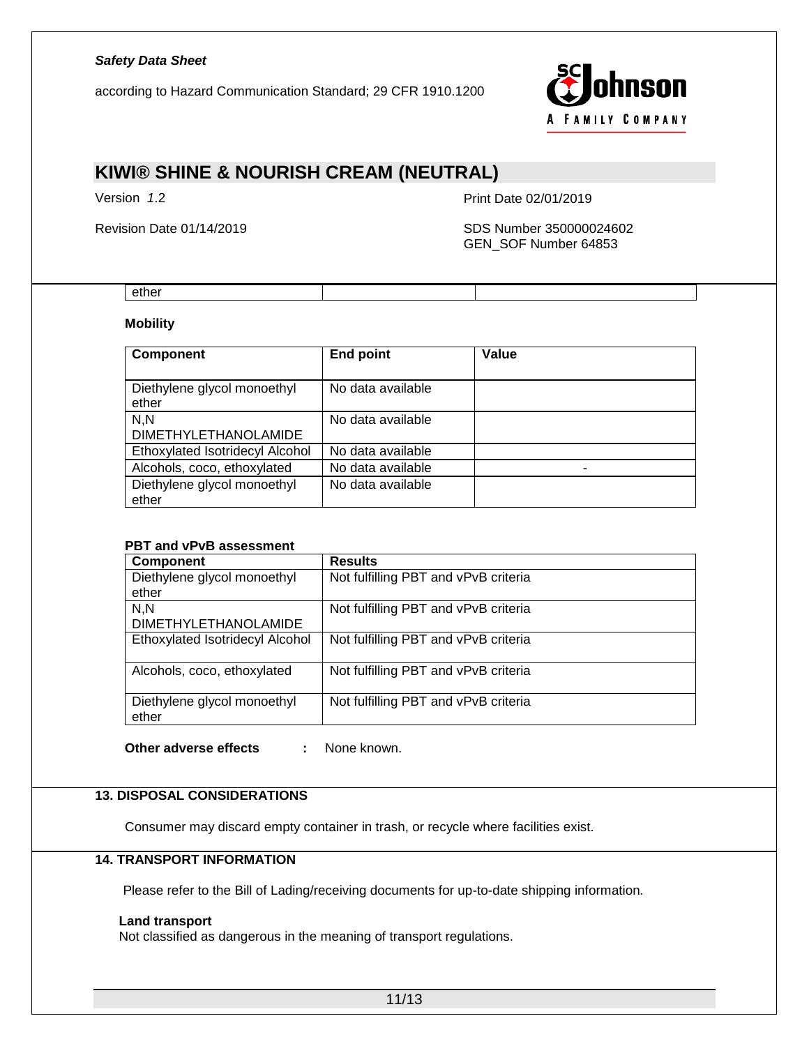| ether | | |
|---|---|---|

**Mobility**

| Component | End point | Value |
|---|---|---|
| Diethylene glycol monoethyl ether | No data available | |
| N,N DIMETHYLETHANOLAMIDE | No data available | |
| Ethoxylated Isotridecyl Alcohol | No data available | |
| Alcohols, coco, ethoxylated | No data available | - |
| Diethylene glycol monoethyl ether | No data available | |

**PBT and vPvB assessment**

| Component | Results |
|---|---|
| Diethylene glycol monoethyl ether | Not fulfilling PBT and vPvB criteria |
| N,N DIMETHYLETHANOLAMIDE | Not fulfilling PBT and vPvB criteria |
| Ethoxylated Isotridecyl Alcohol | Not fulfilling PBT and vPvB criteria |
| Alcohols, coco, ethoxylated | Not fulfilling PBT and vPvB criteria |
| Diethylene glycol monoethyl ether | Not fulfilling PBT and vPvB criteria |

**Other adverse effects** : None known.

## 13. DISPOSAL CONSIDERATIONS

Consumer may discard empty container in trash, or recycle where facilities exist.

## 14. TRANSPORT INFORMATION

Please refer to the Bill of Lading/receiving documents for up-to-date shipping information.

**Land transport**
Not classified as dangerous in the meaning of transport regulations.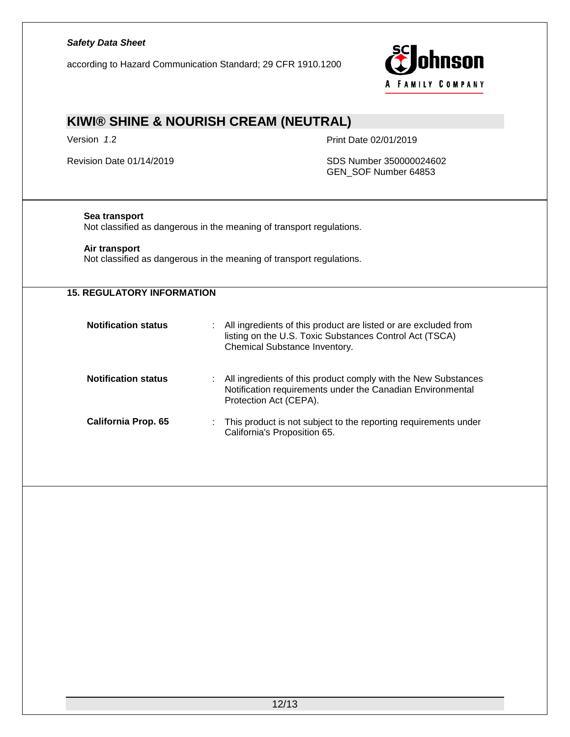**Sea transport**
Not classified as dangerous in the meaning of transport regulations.

**Air transport**
Not classified as dangerous in the meaning of transport regulations.

## 15. REGULATORY INFORMATION

| | | |
|---|---|---|
| **Notification status** | : | All ingredients of this product are listed or are excluded from listing on the U.S. Toxic Substances Control Act (TSCA) Chemical Substance Inventory. |
| **Notification status** | : | All ingredients of this product comply with the New Substances Notification requirements under the Canadian Environmental Protection Act (CEPA). |
| **California Prop. 65** | : | This product is not subject to the reporting requirements under California's Proposition 65. |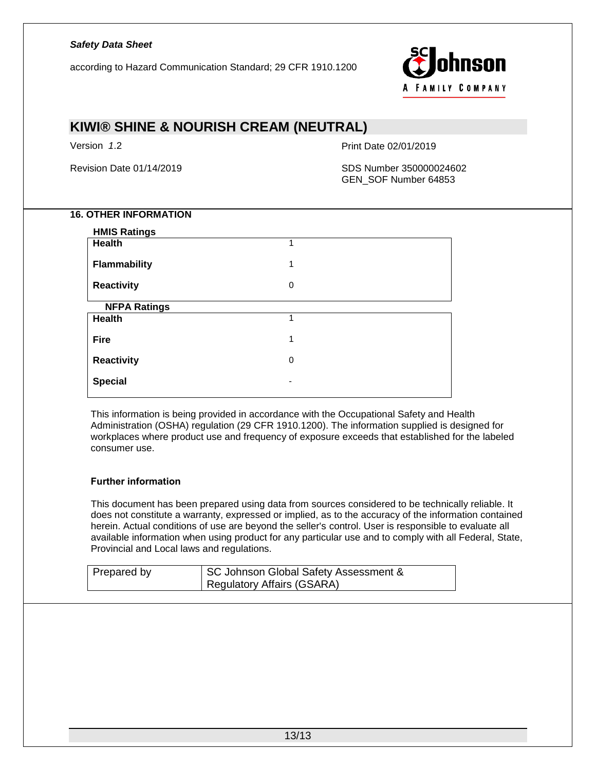## 16. OTHER INFORMATION

**HMIS Ratings**

| | |
|---|---|
| **Health** | 1 |
| **Flammability** | 1 |
| **Reactivity** | 0 |

**NFPA Ratings**

| | |
|---|---|
| **Health** | 1 |
| **Fire** | 1 |
| **Reactivity** | 0 |
| **Special** | - |

This information is being provided in accordance with the Occupational Safety and Health Administration (OSHA) regulation (29 CFR 1910.1200). The information supplied is designed for workplaces where product use and frequency of exposure exceeds that established for the labeled consumer use.

**Further information**

This document has been prepared using data from sources considered to be technically reliable. It does not constitute a warranty, expressed or implied, as to the accuracy of the information contained herein. Actual conditions of use are beyond the seller's control. User is responsible to evaluate all available information when using product for any particular use and to comply with all Federal, State, Provincial and Local laws and regulations.

| | |
|---|---|
| Prepared by | SC Johnson Global Safety Assessment & Regulatory Affairs (GSARA) |